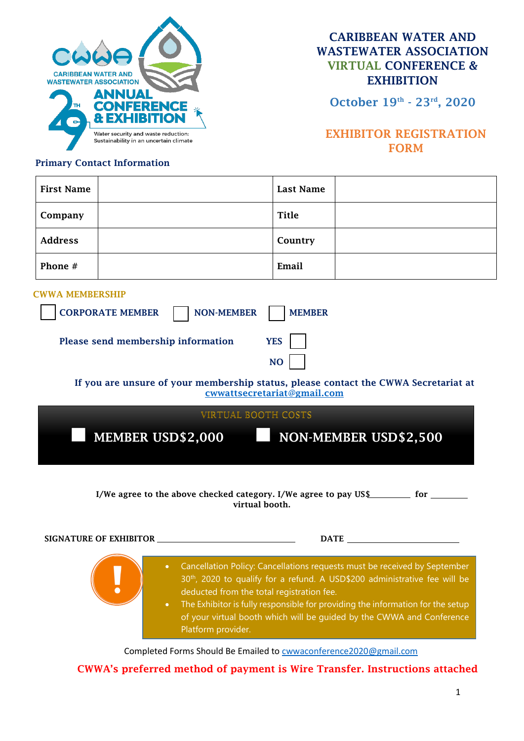CARIBBEAN WATER AND WASTEWATER ASSOCIATION

ANNUAL CONFERENCE & EXHIBITION

Water security and waste reduction: Sustainability in an uncertain climate

# CARIBBEAN WATER AND WASTEWATER ASSOCIATION VIRTUAL CONFERENCE & EXHIBITION

## October 19th - 23rd, 2020

## EXHIBITOR REGISTRATION FORM

**Primary Contact Information**

| **First Name** | | **Last Name** | |
|---|---|---|---|
| **Company** | | **Title** | |
| **Address** | | **Country** | |
| **Phone #** | | **Email** | |

**CWWA MEMBERSHIP**

☐ **CORPORATE MEMBER** ☐ **NON-MEMBER** ☐ **MEMBER**

**Please send membership information** **YES** ☐

**NO** ☐

**If you are unsure of your membership status, please contact the CWWA Secretariat at cwwattsecretariat@gmail.com**

**VIRTUAL BOOTH COSTS**

☐ **MEMBER USD$2,000** ☐ **NON-MEMBER USD$2,500**

**I/We agree to the above checked category. I/We agree to pay US$_________ for ________ virtual booth.**

**SIGNATURE OF EXHIBITOR** ______________________________ **DATE** ______________________

- Cancellation Policy: Cancellations requests must be received by September 30th, 2020 to qualify for a refund. A USD$200 administrative fee will be deducted from the total registration fee.
- The Exhibitor is fully responsible for providing the information for the setup of your virtual booth which will be guided by the CWWA and Conference Platform provider.

Completed Forms Should Be Emailed to cwwaconference2020@gmail.com

**CWWA's preferred method of payment is Wire Transfer. Instructions attached**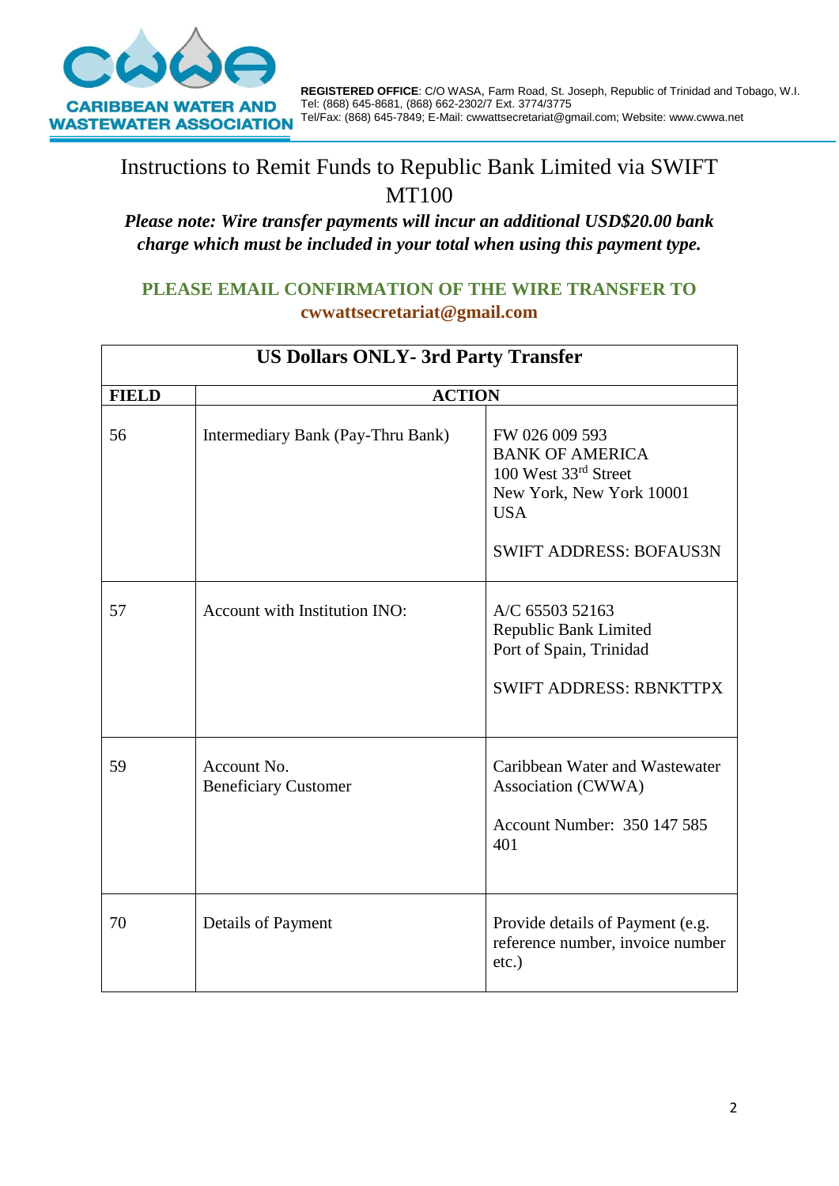**CARIBBEAN WATER AND WASTEWATER ASSOCIATION**

**REGISTERED OFFICE**: C/O WASA, Farm Road, St. Joseph, Republic of Trinidad and Tobago, W.I.
Tel: (868) 645-8681, (868) 662-2302/7 Ext. 3774/3775
Tel/Fax: (868) 645-7849; E-Mail: cwwattsecretariat@gmail.com; Website: www.cwwa.net

# Instructions to Remit Funds to Republic Bank Limited via SWIFT MT100

***Please note: Wire transfer payments will incur an additional USD$20.00 bank charge which must be included in your total when using this payment type.***

**PLEASE EMAIL CONFIRMATION OF THE WIRE TRANSFER TO cwwattsecretariat@gmail.com**

| **US Dollars ONLY- 3rd Party Transfer** | | |
|---|---|---|
| **FIELD** | **ACTION** | |
| 56 | Intermediary Bank (Pay-Thru Bank) | FW 026 009 593<br>BANK OF AMERICA<br>100 West 33rd Street<br>New York, New York 10001<br>USA<br><br>SWIFT ADDRESS: BOFAUS3N |
| 57 | Account with Institution INO: | A/C 65503 52163<br>Republic Bank Limited<br>Port of Spain, Trinidad<br><br>SWIFT ADDRESS: RBNKTTPX |
| 59 | Account No.<br>Beneficiary Customer | Caribbean Water and Wastewater Association (CWWA)<br><br>Account Number: 350 147 585 401 |
| 70 | Details of Payment | Provide details of Payment (e.g. reference number, invoice number etc.) |